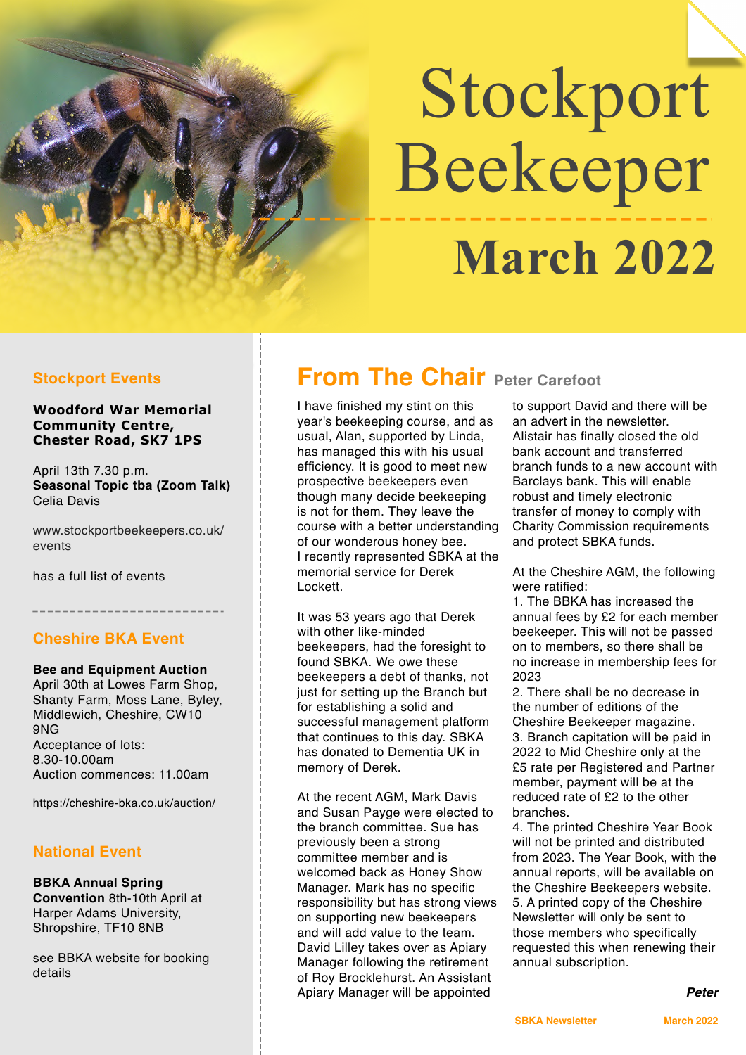# Stockport Beekeeper

# March 2022

## Stockport Events

**Woodford War Memorial Community Centre, Chester Road, SK7 1PS**

April 13th 7.30 p.m.
**Seasonal Topic tba (Zoom Talk)**
Celia Davis

www.stockportbeekeepers.co.uk/events

has a full list of events

## Cheshire BKA Event

**Bee and Equipment Auction**
April 30th at Lowes Farm Shop, Shanty Farm, Moss Lane, Byley, Middlewich, Cheshire, CW10 9NG
Acceptance of lots: 8.30-10.00am
Auction commences: 11.00am

https://cheshire-bka.co.uk/auction/

## National Event

**BBKA Annual Spring Convention** 8th-10th April at Harper Adams University, Shropshire, TF10 8NB

see BBKA website for booking details

## From The Chair Peter Carefoot

I have finished my stint on this year's beekeeping course, and as usual, Alan, supported by Linda, has managed this with his usual efficiency. It is good to meet new prospective beekeepers even though many decide beekeeping is not for them. They leave the course with a better understanding of our wonderous honey bee.
I recently represented SBKA at the memorial service for Derek Lockett.

It was 53 years ago that Derek with other like-minded beekeepers, had the foresight to found SBKA. We owe these beekeepers a debt of thanks, not just for setting up the Branch but for establishing a solid and successful management platform that continues to this day. SBKA has donated to Dementia UK in memory of Derek.

At the recent AGM, Mark Davis and Susan Payge were elected to the branch committee. Sue has previously been a strong committee member and is welcomed back as Honey Show Manager. Mark has no specific responsibility but has strong views on supporting new beekeepers and will add value to the team. David Lilley takes over as Apiary Manager following the retirement of Roy Brocklehurst. An Assistant Apiary Manager will be appointed to support David and there will be an advert in the newsletter. Alistair has finally closed the old bank account and transferred branch funds to a new account with Barclays bank. This will enable robust and timely electronic transfer of money to comply with Charity Commission requirements and protect SBKA funds.

At the Cheshire AGM, the following were ratified:

1. The BBKA has increased the annual fees by £2 for each member beekeeper. This will not be passed on to members, so there shall be no increase in membership fees for 2023
2. There shall be no decrease in the number of editions of the Cheshire Beekeeper magazine.
3. Branch capitation will be paid in 2022 to Mid Cheshire only at the £5 rate per Registered and Partner member, payment will be at the reduced rate of £2 to the other branches.
4. The printed Cheshire Year Book will not be printed and distributed from 2023. The Year Book, with the annual reports, will be available on the Cheshire Beekeepers website.
5. A printed copy of the Cheshire Newsletter will only be sent to those members who specifically requested this when renewing their annual subscription.

***Peter***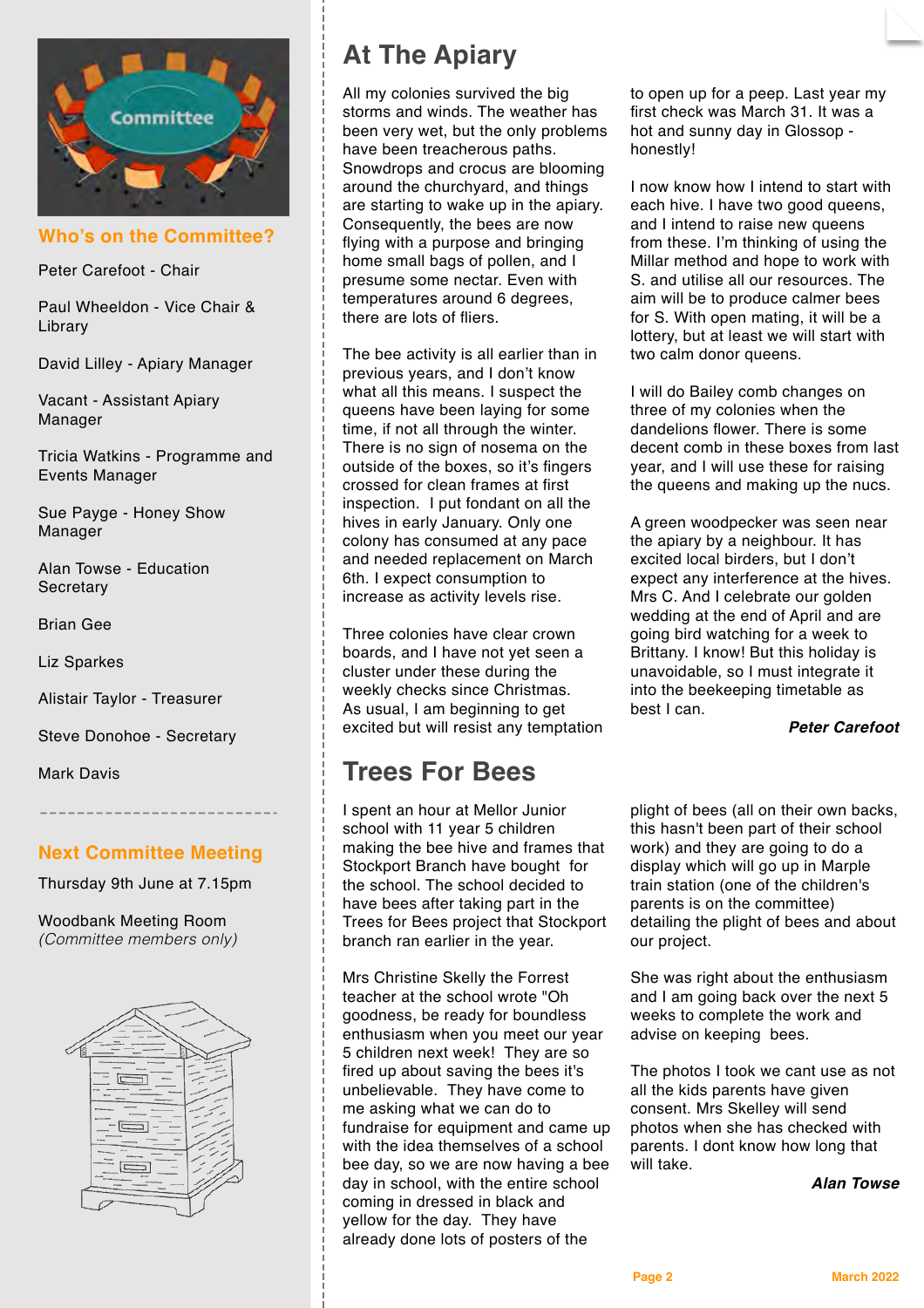## Who's on the Committee?

Peter Carefoot - Chair

Paul Wheeldon - Vice Chair & Library

David Lilley - Apiary Manager

Vacant - Assistant Apiary Manager

Tricia Watkins - Programme and Events Manager

Sue Payge - Honey Show Manager

Alan Towse - Education Secretary

Brian Gee

Liz Sparkes

Alistair Taylor - Treasurer

Steve Donohoe - Secretary

Mark Davis

## Next Committee Meeting

Thursday 9th June at 7.15pm

Woodbank Meeting Room
*(Committee members only)*

# At The Apiary

All my colonies survived the big storms and winds. The weather has been very wet, but the only problems have been treacherous paths. Snowdrops and crocus are blooming around the churchyard, and things are starting to wake up in the apiary. Consequently, the bees are now flying with a purpose and bringing home small bags of pollen, and I presume some nectar. Even with temperatures around 6 degrees, there are lots of fliers.

The bee activity is all earlier than in previous years, and I don't know what all this means. I suspect the queens have been laying for some time, if not all through the winter. There is no sign of nosema on the outside of the boxes, so it's fingers crossed for clean frames at first inspection. I put fondant on all the hives in early January. Only one colony has consumed at any pace and needed replacement on March 6th. I expect consumption to increase as activity levels rise.

Three colonies have clear crown boards, and I have not yet seen a cluster under these during the weekly checks since Christmas. As usual, I am beginning to get excited but will resist any temptation to open up for a peep. Last year my first check was March 31. It was a hot and sunny day in Glossop - honestly!

I now know how I intend to start with each hive. I have two good queens, and I intend to raise new queens from these. I'm thinking of using the Millar method and hope to work with S. and utilise all our resources. The aim will be to produce calmer bees for S. With open mating, it will be a lottery, but at least we will start with two calm donor queens.

I will do Bailey comb changes on three of my colonies when the dandelions flower. There is some decent comb in these boxes from last year, and I will use these for raising the queens and making up the nucs.

A green woodpecker was seen near the apiary by a neighbour. It has excited local birders, but I don't expect any interference at the hives. Mrs C. And I celebrate our golden wedding at the end of April and are going bird watching for a week to Brittany. I know! But this holiday is unavoidable, so I must integrate it into the beekeeping timetable as best I can.

***Peter Carefoot***

# Trees For Bees

I spent an hour at Mellor Junior school with 11 year 5 children making the bee hive and frames that Stockport Branch have bought for the school. The school decided to have bees after taking part in the Trees for Bees project that Stockport branch ran earlier in the year.

Mrs Christine Skelly the Forrest teacher at the school wrote "Oh goodness, be ready for boundless enthusiasm when you meet our year 5 children next week! They are so fired up about saving the bees it's unbelievable. They have come to me asking what we can do to fundraise for equipment and came up with the idea themselves of a school bee day, so we are now having a bee day in school, with the entire school coming in dressed in black and yellow for the day. They have already done lots of posters of the plight of bees (all on their own backs, this hasn't been part of their school work) and they are going to do a display which will go up in Marple train station (one of the children's parents is on the committee) detailing the plight of bees and about our project.

She was right about the enthusiasm and I am going back over the next 5 weeks to complete the work and advise on keeping bees.

The photos I took we cant use as not all the kids parents have given consent. Mrs Skelley will send photos when she has checked with parents. I dont know how long that will take.

***Alan Towse***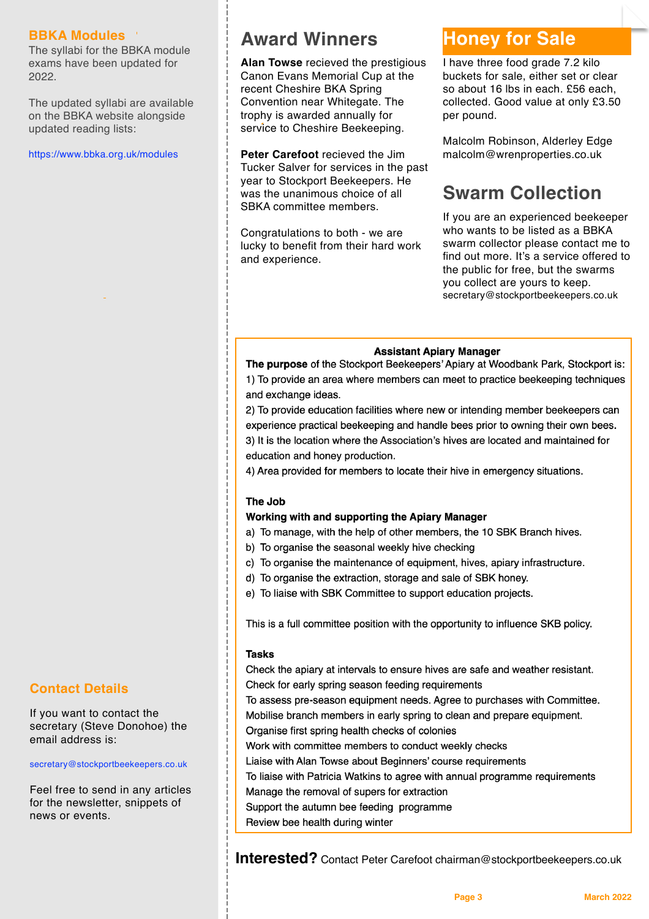## BBKA Modules

The syllabi for the BBKA module exams have been updated for 2022.

The updated syllabi are available on the BBKA website alongside updated reading lists:

https://www.bbka.org.uk/modules

## Contact Details

If you want to contact the secretary (Steve Donohoe) the email address is:

secretary@stockportbeekeepers.co.uk

Feel free to send in any articles for the newsletter, snippets of news or events.

# Award Winners

**Alan Towse** recieved the prestigious Canon Evans Memorial Cup at the recent Cheshire BKA Spring Convention near Whitegate. The trophy is awarded annually for service to Cheshire Beekeeping.

**Peter Carefoot** recieved the Jim Tucker Salver for services in the past year to Stockport Beekeepers. He was the unanimous choice of all SBKA committee members.

Congratulations to both - we are lucky to benefit from their hard work and experience.

# Honey for Sale

I have three food grade 7.2 kilo buckets for sale, either set or clear so about 16 lbs in each. £56 each, collected. Good value at only £3.50 per pound.

Malcolm Robinson, Alderley Edge
malcolm@wrenproperties.co.uk

# Swarm Collection

If you are an experienced beekeeper who wants to be listed as a BBKA swarm collector please contact me to find out more. It's a service offered to the public for free, but the swarms you collect are yours to keep.
secretary@stockportbeekeepers.co.uk

### Assistant Apiary Manager

**The purpose** of the Stockport Beekeepers' Apiary at Woodbank Park, Stockport is:

1) To provide an area where members can meet to practice beekeeping techniques and exchange ideas.
2) To provide education facilities where new or intending member beekeepers can experience practical beekeeping and handle bees prior to owning their own bees.
3) It is the location where the Association's hives are located and maintained for education and honey production.
4) Area provided for members to locate their hive in emergency situations.

**The Job**

**Working with and supporting the Apiary Manager**

a) To manage, with the help of other members, the 10 SBK Branch hives.
b) To organise the seasonal weekly hive checking
c) To organise the maintenance of equipment, hives, apiary infrastructure.
d) To organise the extraction, storage and sale of SBK honey.
e) To liaise with SBK Committee to support education projects.

This is a full committee position with the opportunity to influence SKB policy.

**Tasks**

Check the apiary at intervals to ensure hives are safe and weather resistant.
Check for early spring season feeding requirements
To assess pre-season equipment needs. Agree to purchases with Committee.
Mobilise branch members in early spring to clean and prepare equipment.
Organise first spring health checks of colonies
Work with committee members to conduct weekly checks
Liaise with Alan Towse about Beginners' course requirements
To liaise with Patricia Watkins to agree with annual programme requirements
Manage the removal of supers for extraction
Support the autumn bee feeding programme
Review bee health during winter

**Interested?** Contact Peter Carefoot chairman@stockportbeekeepers.co.uk